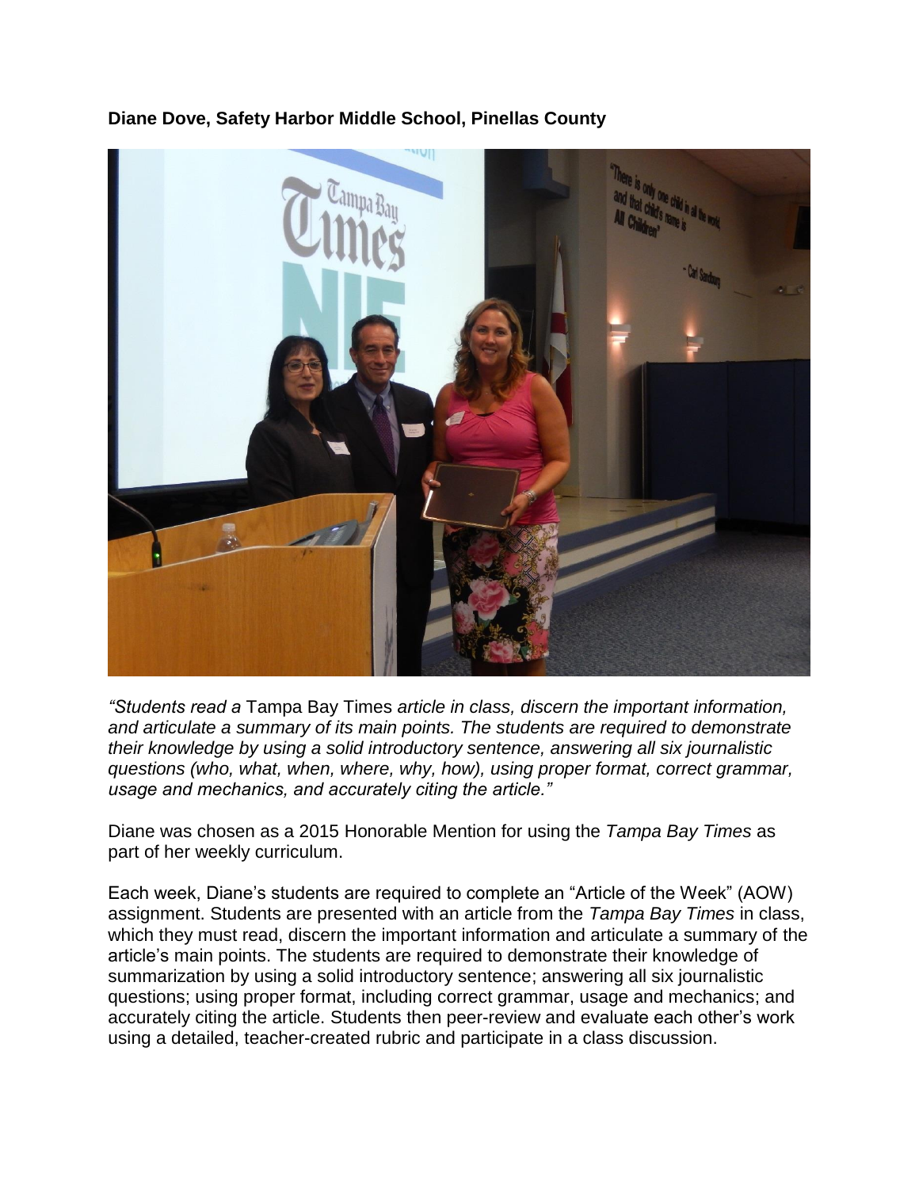**Diane Dove, Safety Harbor Middle School, Pinellas County**

*"Students read a* Tampa Bay Times *article in class, discern the important information, and articulate a summary of its main points. The students are required to demonstrate their knowledge by using a solid introductory sentence, answering all six journalistic questions (who, what, when, where, why, how), using proper format, correct grammar, usage and mechanics, and accurately citing the article."*

Diane was chosen as a 2015 Honorable Mention for using the *Tampa Bay Times* as part of her weekly curriculum.

Each week, Diane's students are required to complete an "Article of the Week" (AOW) assignment. Students are presented with an article from the *Tampa Bay Times* in class, which they must read, discern the important information and articulate a summary of the article's main points. The students are required to demonstrate their knowledge of summarization by using a solid introductory sentence; answering all six journalistic questions; using proper format, including correct grammar, usage and mechanics; and accurately citing the article. Students then peer-review and evaluate each other's work using a detailed, teacher-created rubric and participate in a class discussion.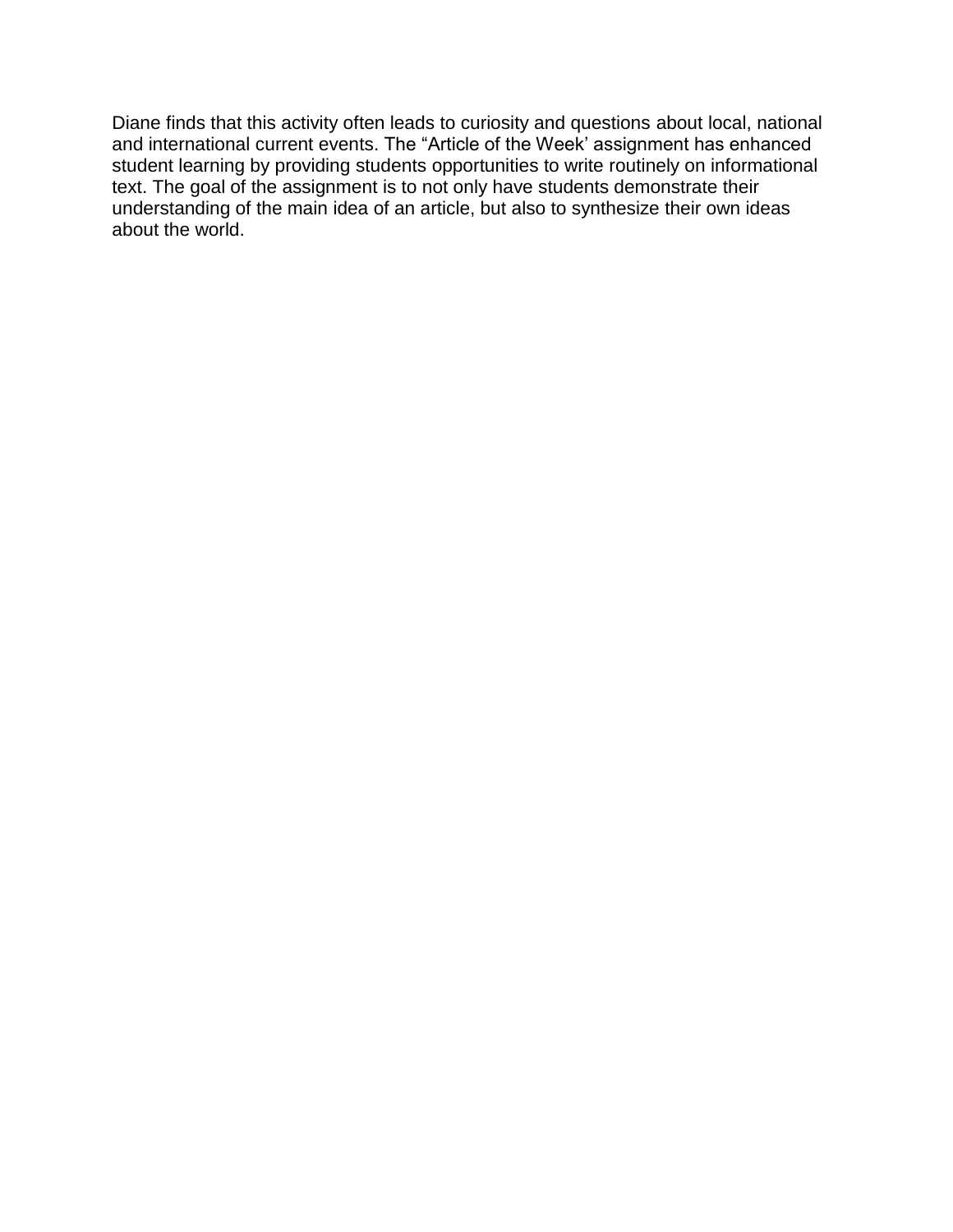Diane finds that this activity often leads to curiosity and questions about local, national and international current events. The "Article of the Week' assignment has enhanced student learning by providing students opportunities to write routinely on informational text. The goal of the assignment is to not only have students demonstrate their understanding of the main idea of an article, but also to synthesize their own ideas about the world.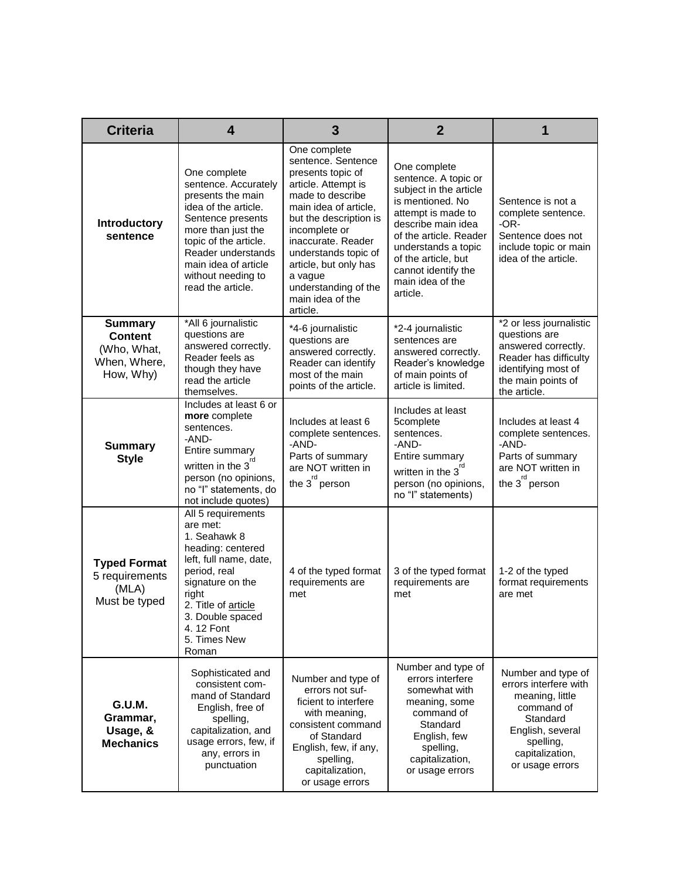| Criteria | 4 | 3 | 2 | 1 |
|---|---|---|---|---|
| **Introductory sentence** | One complete sentence. Accurately presents the main idea of the article. Sentence presents more than just the topic of the article. Reader understands main idea of article without needing to read the article. | One complete sentence. Sentence presents topic of article. Attempt is made to describe main idea of article, but the description is incomplete or inaccurate. Reader understands topic of article, but only has a vague understanding of the main idea of the article. | One complete sentence. A topic or subject in the article is mentioned. No attempt is made to describe main idea of the article. Reader understands a topic of the article, but cannot identify the main idea of the article. | Sentence is not a complete sentence. -OR- Sentence does not include topic or main idea of the article. |
| **Summary Content** (Who, What, When, Where, How, Why) | *All 6 journalistic questions are answered correctly. Reader feels as though they have read the article themselves. | *4-6 journalistic questions are answered correctly. Reader can identify most of the main points of the article. | *2-4 journalistic sentences are answered correctly. Reader's knowledge of main points of article is limited. | *2 or less journalistic questions are answered correctly. Reader has difficulty identifying most of the main points of the article. |
| **Summary Style** | Includes at least 6 or **more** complete sentences. -AND- Entire summary written in the 3rd person (no opinions, no "I" statements, do not include quotes) | Includes at least 6 complete sentences. -AND- Parts of summary are NOT written in the 3rd person | Includes at least 5complete sentences. -AND- Entire summary written in the 3rd person (no opinions, no "I" statements) | Includes at least 4 complete sentences. -AND- Parts of summary are NOT written in the 3rd person |
| **Typed Format** 5 requirements (MLA) Must be typed | All 5 requirements are met: 1. Seahawk 8 heading: centered left, full name, date, period, real signature on the right 2. Title of article 3. Double spaced 4. 12 Font 5. Times New Roman | 4 of the typed format requirements are met | 3 of the typed format requirements are met | 1-2 of the typed format requirements are met |
| **G.U.M. Grammar, Usage, & Mechanics** | Sophisticated and consistent command of Standard English, free of spelling, capitalization, and usage errors, few, if any, errors in punctuation | Number and type of errors not sufficient to interfere with meaning, consistent command of Standard English, few, if any, spelling, capitalization, or usage errors | Number and type of errors interfere somewhat with meaning, some command of Standard English, few spelling, capitalization, or usage errors | Number and type of errors interfere with meaning, little command of Standard English, several spelling, capitalization, or usage errors |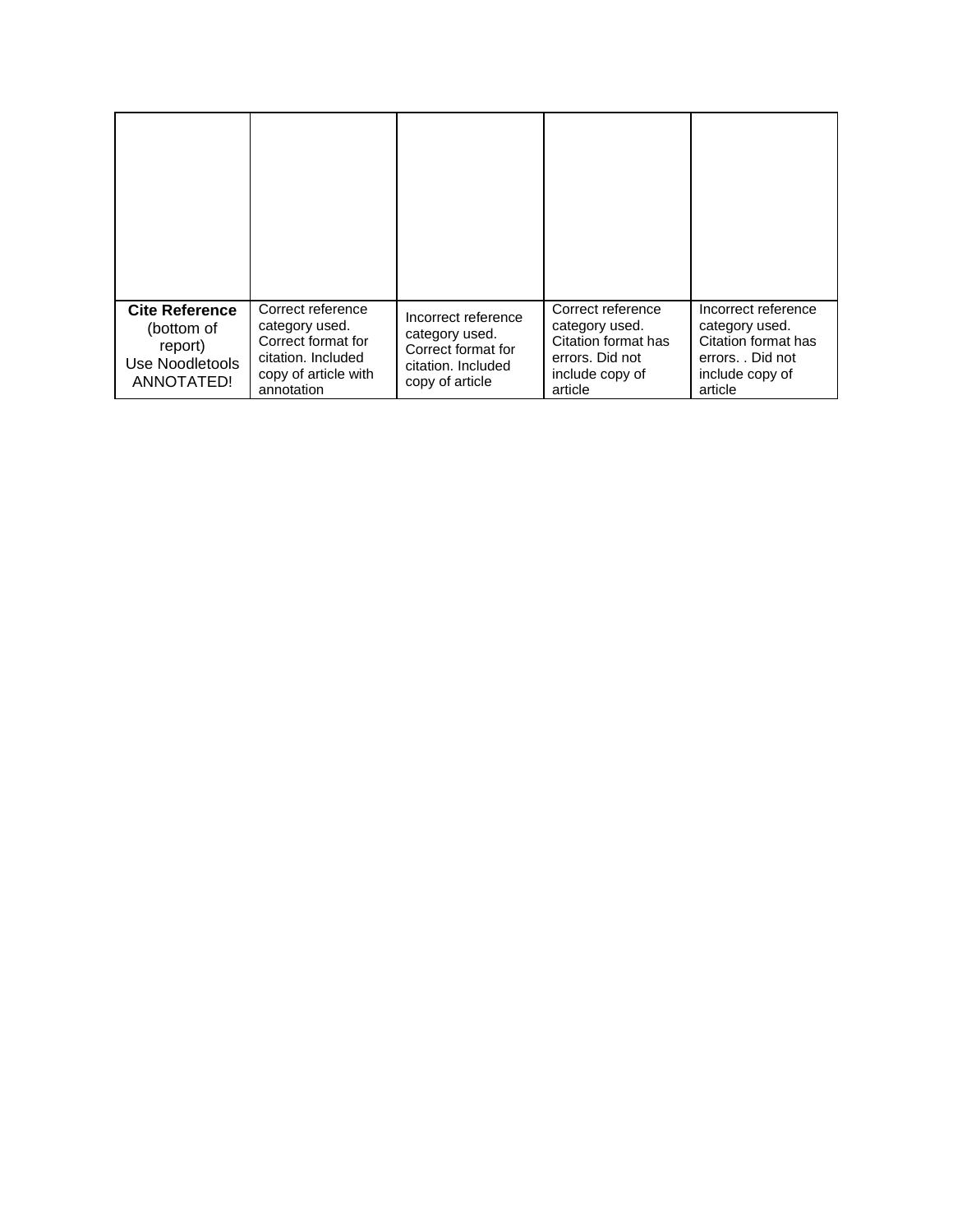| | | | | |
|---|---|---|---|---|
| | | | | |
| **Cite Reference** (bottom of report) Use Noodletools ANNOTATED! | Correct reference category used. Correct format for citation. Included copy of article with annotation | Incorrect reference category used. Correct format for citation. Included copy of article | Correct reference category used. Citation format has errors. Did not include copy of article | Incorrect reference category used. Citation format has errors. . Did not include copy of article |